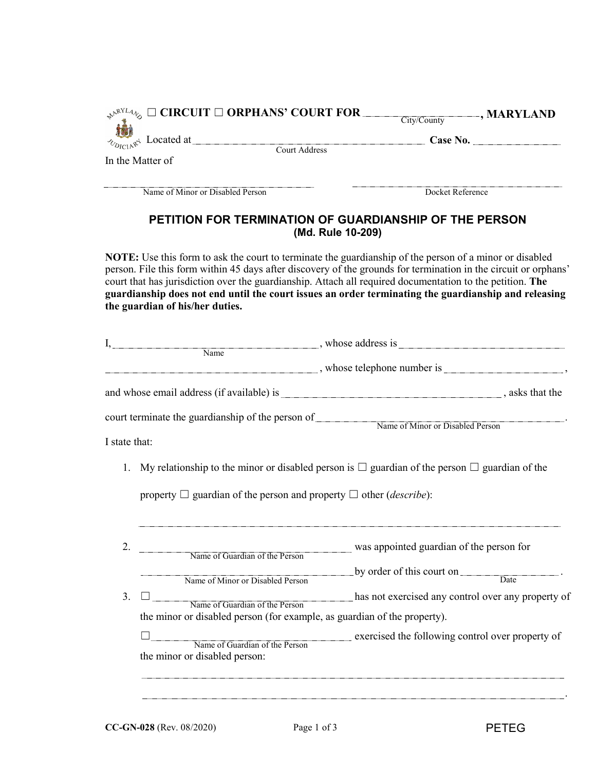☐ CIRCUIT ☐ ORPHANS' COURT FOR ______________________ , MARYLAND
City/County

Located at ____________________________________ **Case No.** ______________
Court Address

In the Matter of

______________________________________ ______________________________________
Name of Minor or Disabled Person Docket Reference

## PETITION FOR TERMINATION OF GUARDIANSHIP OF THE PERSON
### (Md. Rule 10-209)

**NOTE:** Use this form to ask the court to terminate the guardianship of the person of a minor or disabled person. File this form within 45 days after discovery of the grounds for termination in the circuit or orphans' court that has jurisdiction over the guardianship. Attach all required documentation to the petition. **The guardianship does not end until the court issues an order terminating the guardianship and releasing the guardian of his/her duties.**

I, ______________________________________ , whose address is ______________________________________
Name

______________________________________ , whose telephone number is ______________________ ,

and whose email address (if available) is ______________________________________ , asks that the

court terminate the guardianship of the person of ______________________________________ .
Name of Minor or Disabled Person

I state that:

1. My relationship to the minor or disabled person is ☐ guardian of the person ☐ guardian of the property ☐ guardian of the person and property ☐ other (*describe*):

   ______________________________________________________________________________

2. ______________________________________ was appointed guardian of the person for
   Name of Guardian of the Person

   ______________________________________ by order of this court on ______________________ .
   Name of Minor or Disabled Person Date

3. ☐ ______________________________________ has not exercised any control over any property of
   Name of Guardian of the Person
   the minor or disabled person (for example, as guardian of the property).

   ☐ ______________________________________ exercised the following control over property of
   Name of Guardian of the Person
   the minor or disabled person:

   ______________________________________________________________________________

   ______________________________________________________________________________ .

CC-GN-028 (Rev. 08/2020) PETEG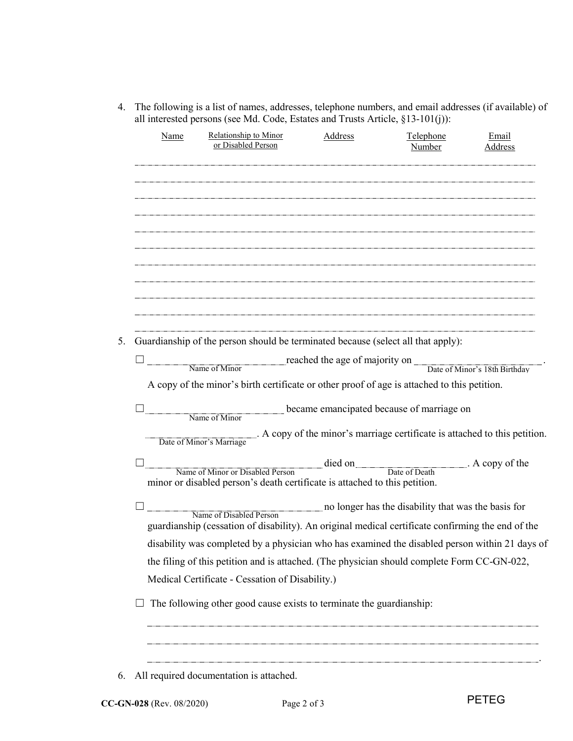4. The following is a list of names, addresses, telephone numbers, and email addresses (if available) of all interested persons (see Md. Code, Estates and Trusts Article, §13-101(j)):

| Name | Relationship to Minor or Disabled Person | Address | Telephone Number | Email Address |
|---|---|---|---|---|
| | | | | |
| | | | | |
| | | | | |
| | | | | |
| | | | | |
| | | | | |
| | | | | |
| | | | | |
| | | | | |
| | | | | |
| | | | | |

5. Guardianship of the person should be terminated because (select all that apply):

   ☐ ____________________ reached the age of majority on ____________________.
   (Name of Minor) (Date of Minor's 18th Birthday)

   A copy of the minor's birth certificate or other proof of age is attached to this petition.

   ☐ ____________________ became emancipated because of marriage on
   (Name of Minor)

   ____________________. A copy of the minor's marriage certificate is attached to this petition.
   (Date of Minor's Marriage)

   ☐ ____________________ died on ____________________. A copy of the minor or disabled person's death certificate is attached to this petition.
   (Name of Minor or Disabled Person) (Date of Death)

   ☐ ____________________ no longer has the disability that was the basis for guardianship (cessation of disability). An original medical certificate confirming the end of the disability was completed by a physician who has examined the disabled person within 21 days of the filing of this petition and is attached. (The physician should complete Form CC-GN-022, Medical Certificate - Cessation of Disability.)
   (Name of Disabled Person)

   ☐ The following other good cause exists to terminate the guardianship:

   ______________________________________________________________________

   ______________________________________________________________________

   ______________________________________________________________________.

6. All required documentation is attached.

CC-GN-028 (Rev. 08/2020) PETEG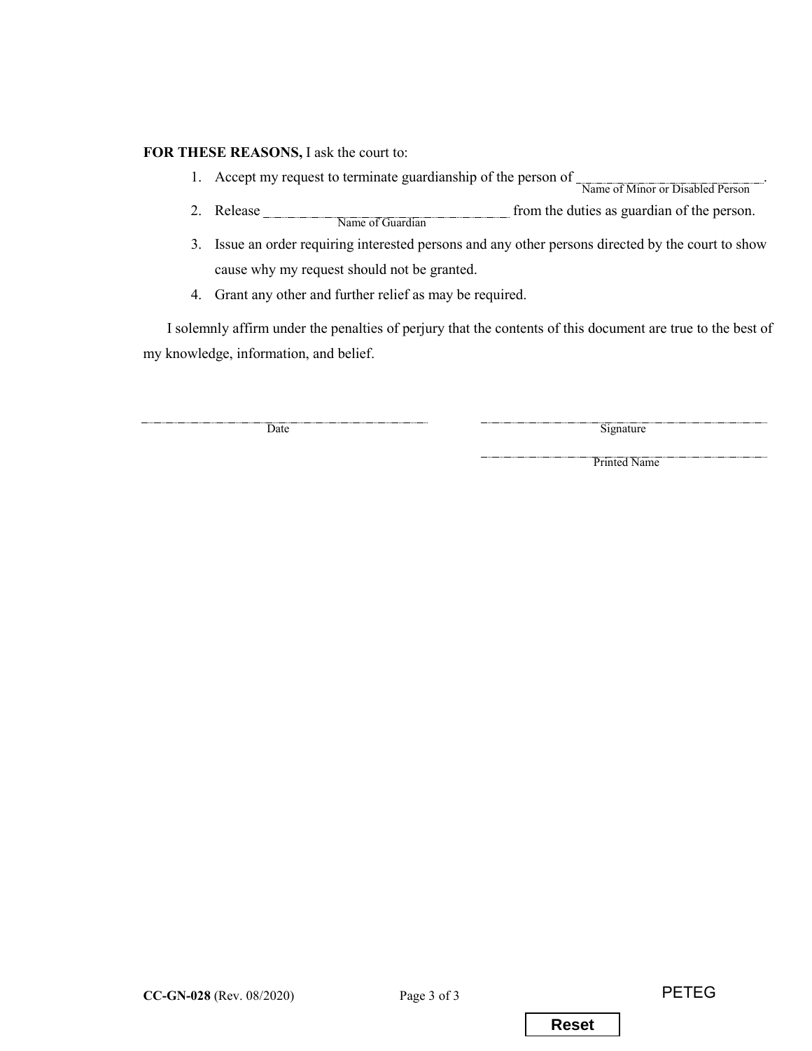**FOR THESE REASONS,** I ask the court to:

1. Accept my request to terminate guardianship of the person of \_\_\_\_\_\_\_\_\_\_\_\_\_\_\_\_\_\_\_\_\_\_\_\_\_\_\_\_.
   Name of Minor or Disabled Person
2. Release \_\_\_\_\_\_\_\_\_\_\_\_\_\_\_\_\_\_\_\_\_\_\_\_\_\_\_\_\_\_\_\_\_\_\_\_ from the duties as guardian of the person.
   Name of Guardian
3. Issue an order requiring interested persons and any other persons directed by the court to show cause why my request should not be granted.
4. Grant any other and further relief as may be required.

I solemnly affirm under the penalties of perjury that the contents of this document are true to the best of my knowledge, information, and belief.

\_\_\_\_\_\_\_\_\_\_\_\_\_\_\_\_\_\_\_\_\_\_\_\_\_\_\_\_\_\_\_\_\_\_\_\_
Date

\_\_\_\_\_\_\_\_\_\_\_\_\_\_\_\_\_\_\_\_\_\_\_\_\_\_\_\_\_\_\_\_\_\_\_\_
Signature

\_\_\_\_\_\_\_\_\_\_\_\_\_\_\_\_\_\_\_\_\_\_\_\_\_\_\_\_\_\_\_\_\_\_\_\_
Printed Name

**CC-GN-028** (Rev. 08/2020) PETEG

Reset